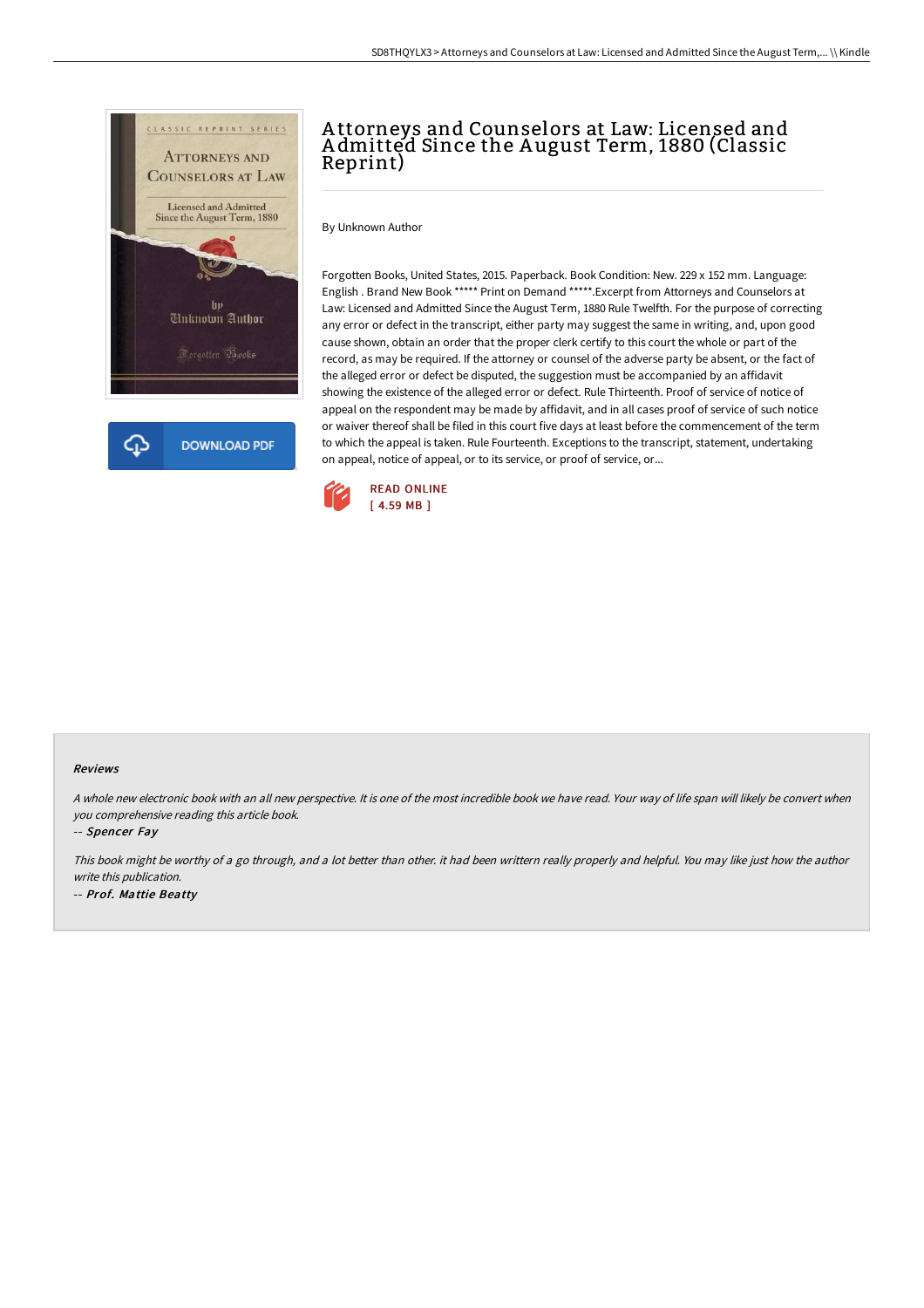# Attorneys and Counselors at Law: Licensed and Admitted Since the August Term, 1880 (Classic Reprint)

By Unknown Author

Forgotten Books, United States, 2015. Paperback. Book Condition: New. 229 x 152 mm. Language: English . Brand New Book ***** Print on Demand *****.Excerpt from Attorneys and Counselors at Law: Licensed and Admitted Since the August Term, 1880 Rule Twelfth. For the purpose of correcting any error or defect in the transcript, either party may suggest the same in writing, and, upon good cause shown, obtain an order that the proper clerk certify to this court the whole or part of the record, as may be required. If the attorney or counsel of the adverse party be absent, or the fact of the alleged error or defect be disputed, the suggestion must be accompanied by an affidavit showing the existence of the alleged error or defect. Rule Thirteenth. Proof of service of notice of appeal on the respondent may be made by affidavit, and in all cases proof of service of such notice or waiver thereof shall be filed in this court five days at least before the commencement of the term to which the appeal is taken. Rule Fourteenth. Exceptions to the transcript, statement, undertaking on appeal, notice of appeal, or to its service, or proof of service, or...

DOWNLOAD PDF

READ ONLINE
[ 4.59 MB ]

## Reviews

*A whole new electronic book with an all new perspective. It is one of the most incredible book we have read. Your way of life span will likely be convert when you comprehensive reading this article book.*

-- *Spencer Fay*

*This book might be worthy of a go through, and a lot better than other. it had been writtern really properly and helpful. You may like just how the author write this publication.*

-- *Prof. Mattie Beatty*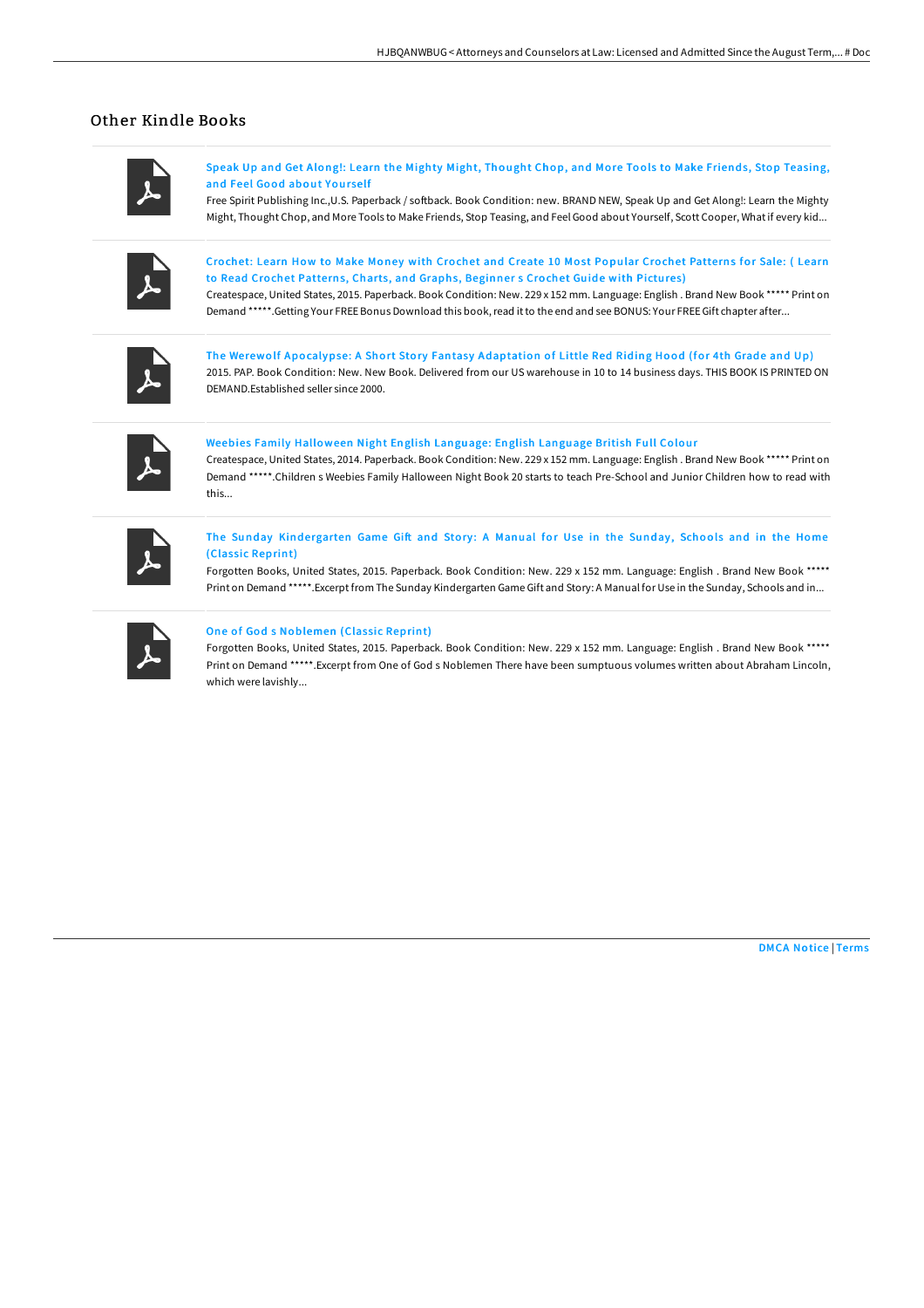## Other Kindle Books

**Speak Up and Get Along!: Learn the Mighty Might, Thought Chop, and More Tools to Make Friends, Stop Teasing, and Feel Good about Yourself**

Free Spirit Publishing Inc.,U.S. Paperback / softback. Book Condition: new. BRAND NEW, Speak Up and Get Along!: Learn the Mighty Might, Thought Chop, and More Tools to Make Friends, Stop Teasing, and Feel Good about Yourself, Scott Cooper, What if every kid...

**Crochet: Learn How to Make Money with Crochet and Create 10 Most Popular Crochet Patterns for Sale: ( Learn to Read Crochet Patterns, Charts, and Graphs, Beginner s Crochet Guide with Pictures)**

Createspace, United States, 2015. Paperback. Book Condition: New. 229 x 152 mm. Language: English . Brand New Book ***** Print on Demand *****.Getting Your FREE Bonus Download this book, read it to the end and see BONUS: Your FREE Gift chapter after...

**The Werewolf Apocalypse: A Short Story Fantasy Adaptation of Little Red Riding Hood (for 4th Grade and Up)**

2015. PAP. Book Condition: New. New Book. Delivered from our US warehouse in 10 to 14 business days. THIS BOOK IS PRINTED ON DEMAND.Established seller since 2000.

**Weebies Family Halloween Night English Language: English Language British Full Colour**

Createspace, United States, 2014. Paperback. Book Condition: New. 229 x 152 mm. Language: English . Brand New Book ***** Print on Demand *****.Children s Weebies Family Halloween Night Book 20 starts to teach Pre-School and Junior Children how to read with this...

**The Sunday Kindergarten Game Gift and Story: A Manual for Use in the Sunday, Schools and in the Home (Classic Reprint)**

Forgotten Books, United States, 2015. Paperback. Book Condition: New. 229 x 152 mm. Language: English . Brand New Book ***** Print on Demand *****.Excerpt from The Sunday Kindergarten Game Gift and Story: A Manual for Use in the Sunday, Schools and in...

**One of God s Noblemen (Classic Reprint)**

Forgotten Books, United States, 2015. Paperback. Book Condition: New. 229 x 152 mm. Language: English . Brand New Book ***** Print on Demand *****.Excerpt from One of God s Noblemen There have been sumptuous volumes written about Abraham Lincoln, which were lavishly...